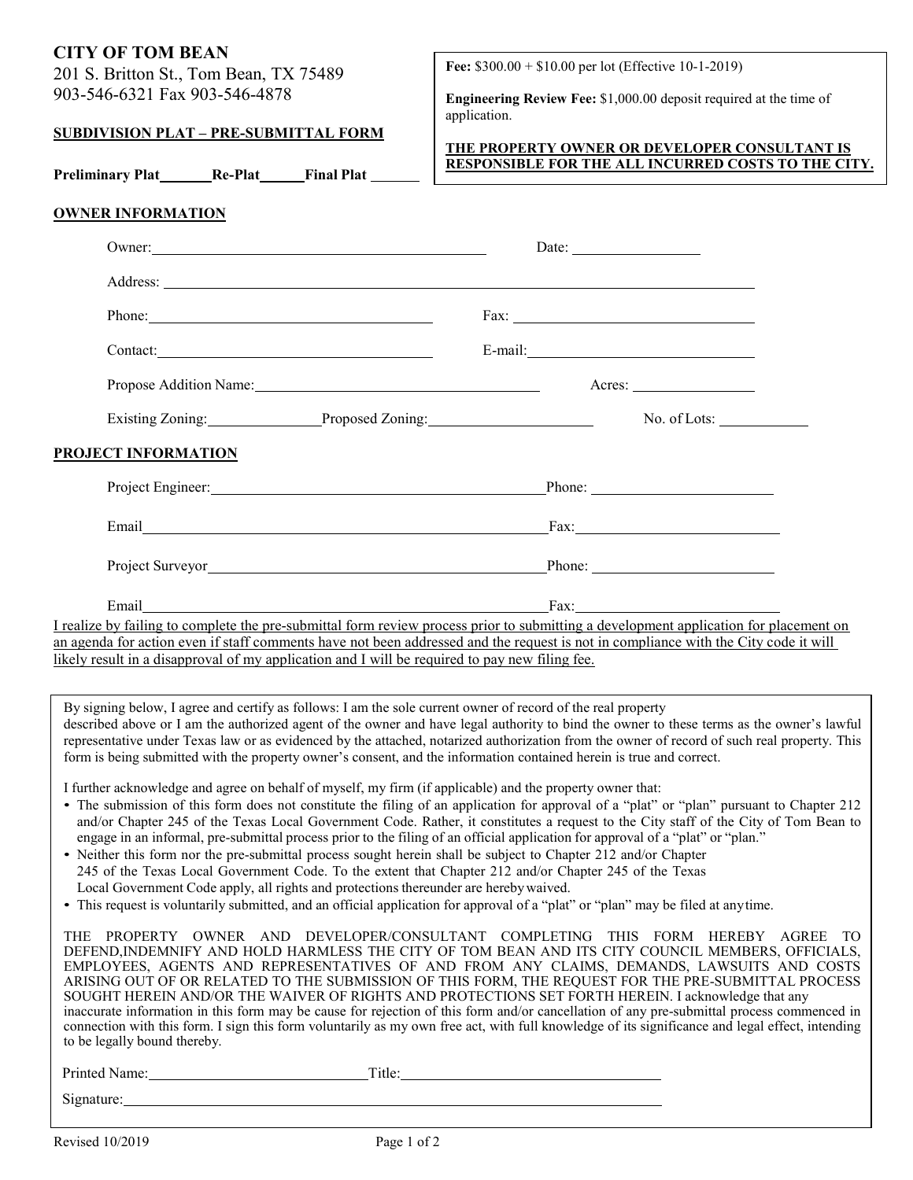## CITY OF TOM BEAN

201 S. Britton St., Tom Bean, TX 75489
903-546-6321 Fax 903-546-4878

**Fee:** $300.00 + $10.00 per lot (Effective 10-1-2019)

**Engineering Review Fee:** $1,000.00 deposit required at the time of application.

**THE PROPERTY OWNER OR DEVELOPER CONSULTANT IS RESPONSIBLE FOR THE ALL INCURRED COSTS TO THE CITY.**

**SUBDIVISION PLAT – PRE-SUBMITTAL FORM**

**Preliminary Plat\_\_\_\_\_\_\_ Re-Plat\_\_\_\_\_\_ Final Plat \_\_\_\_\_\_\_**

**OWNER INFORMATION**

Owner: \_\_\_\_\_\_\_\_\_\_\_\_\_\_\_\_\_\_\_\_\_\_\_\_\_\_\_\_\_\_\_\_\_\_\_\_ Date: \_\_\_\_\_\_\_\_\_\_\_\_\_\_\_\_

Address: \_\_\_\_\_\_\_\_\_\_\_\_\_\_\_\_\_\_\_\_\_\_\_\_\_\_\_\_\_\_\_\_\_\_\_\_\_\_\_\_\_\_\_\_\_\_\_\_\_\_\_\_\_\_\_\_

Phone: \_\_\_\_\_\_\_\_\_\_\_\_\_\_\_\_\_\_\_\_\_\_\_\_\_\_\_\_\_\_ Fax: \_\_\_\_\_\_\_\_\_\_\_\_\_\_\_\_\_\_\_\_\_\_\_\_\_\_\_\_\_\_

Contact: \_\_\_\_\_\_\_\_\_\_\_\_\_\_\_\_\_\_\_\_\_\_\_\_\_\_\_\_\_\_ E-mail: \_\_\_\_\_\_\_\_\_\_\_\_\_\_\_\_\_\_\_\_\_\_\_\_\_\_\_\_\_\_

Propose Addition Name: \_\_\_\_\_\_\_\_\_\_\_\_\_\_\_\_\_\_\_\_\_\_\_\_\_\_\_\_\_\_ Acres: \_\_\_\_\_\_\_\_\_\_\_\_\_\_\_\_

Existing Zoning: \_\_\_\_\_\_\_\_\_\_\_\_\_\_ Proposed Zoning: \_\_\_\_\_\_\_\_\_\_\_\_\_\_\_\_\_\_\_\_ No. of Lots: \_\_\_\_\_\_\_\_\_\_\_\_

**PROJECT INFORMATION**

Project Engineer: \_\_\_\_\_\_\_\_\_\_\_\_\_\_\_\_\_\_\_\_\_\_\_\_\_\_\_\_\_\_\_\_\_\_\_\_ Phone: \_\_\_\_\_\_\_\_\_\_\_\_\_\_\_\_\_\_\_\_\_\_\_\_

Email \_\_\_\_\_\_\_\_\_\_\_\_\_\_\_\_\_\_\_\_\_\_\_\_\_\_\_\_\_\_\_\_\_\_\_\_\_\_\_\_\_\_\_\_ Fax: \_\_\_\_\_\_\_\_\_\_\_\_\_\_\_\_\_\_\_\_\_\_\_\_\_\_

Project Surveyor \_\_\_\_\_\_\_\_\_\_\_\_\_\_\_\_\_\_\_\_\_\_\_\_\_\_\_\_\_\_\_\_\_\_\_\_ Phone: \_\_\_\_\_\_\_\_\_\_\_\_\_\_\_\_\_\_\_\_\_\_\_\_

Email \_\_\_\_\_\_\_\_\_\_\_\_\_\_\_\_\_\_\_\_\_\_\_\_\_\_\_\_\_\_\_\_\_\_\_\_\_\_\_\_\_\_\_\_ Fax: \_\_\_\_\_\_\_\_\_\_\_\_\_\_\_\_\_\_\_\_\_\_\_\_\_\_

<u>I realize by failing to complete the pre-submittal form review process prior to submitting a development application for placement on an agenda for action even if staff comments have not been addressed and the request is not in compliance with the City code it will likely result in a disapproval of my application and I will be required to pay new filing fee.</u>

By signing below, I agree and certify as follows: I am the sole current owner of record of the real property described above or I am the authorized agent of the owner and have legal authority to bind the owner to these terms as the owner's lawful representative under Texas law or as evidenced by the attached, notarized authorization from the owner of record of such real property. This form is being submitted with the property owner's consent, and the information contained herein is true and correct.

I further acknowledge and agree on behalf of myself, my firm (if applicable) and the property owner that:

- The submission of this form does not constitute the filing of an application for approval of a "plat" or "plan" pursuant to Chapter 212 and/or Chapter 245 of the Texas Local Government Code. Rather, it constitutes a request to the City staff of the City of Tom Bean to engage in an informal, pre-submittal process prior to the filing of an official application for approval of a "plat" or "plan."
- Neither this form nor the pre-submittal process sought herein shall be subject to Chapter 212 and/or Chapter 245 of the Texas Local Government Code. To the extent that Chapter 212 and/or Chapter 245 of the Texas Local Government Code apply, all rights and protections thereunder are hereby waived.
- This request is voluntarily submitted, and an official application for approval of a "plat" or "plan" may be filed at any time.

THE PROPERTY OWNER AND DEVELOPER/CONSULTANT COMPLETING THIS FORM HEREBY AGREE TO DEFEND,INDEMNIFY AND HOLD HARMLESS THE CITY OF TOM BEAN AND ITS CITY COUNCIL MEMBERS, OFFICIALS, EMPLOYEES, AGENTS AND REPRESENTATIVES OF AND FROM ANY CLAIMS, DEMANDS, LAWSUITS AND COSTS ARISING OUT OF OR RELATED TO THE SUBMISSION OF THIS FORM, THE REQUEST FOR THE PRE-SUBMITTAL PROCESS SOUGHT HEREIN AND/OR THE WAIVER OF RIGHTS AND PROTECTIONS SET FORTH HEREIN. I acknowledge that any inaccurate information in this form may be cause for rejection of this form and/or cancellation of any pre-submittal process commenced in connection with this form. I sign this form voluntarily as my own free act, with full knowledge of its significance and legal effect, intending to be legally bound thereby.

Printed Name: \_\_\_\_\_\_\_\_\_\_\_\_\_\_\_\_\_\_\_\_\_\_\_\_\_\_\_\_ Title: \_\_\_\_\_\_\_\_\_\_\_\_\_\_\_\_\_\_\_\_\_\_\_\_\_\_\_\_\_\_\_\_\_\_

Signature: \_\_\_\_\_\_\_\_\_\_\_\_\_\_\_\_\_\_\_\_\_\_\_\_\_\_\_\_\_\_\_\_\_\_\_\_\_\_\_\_\_\_\_\_\_\_\_\_\_\_\_\_\_\_\_\_\_\_\_\_

Revised 10/2019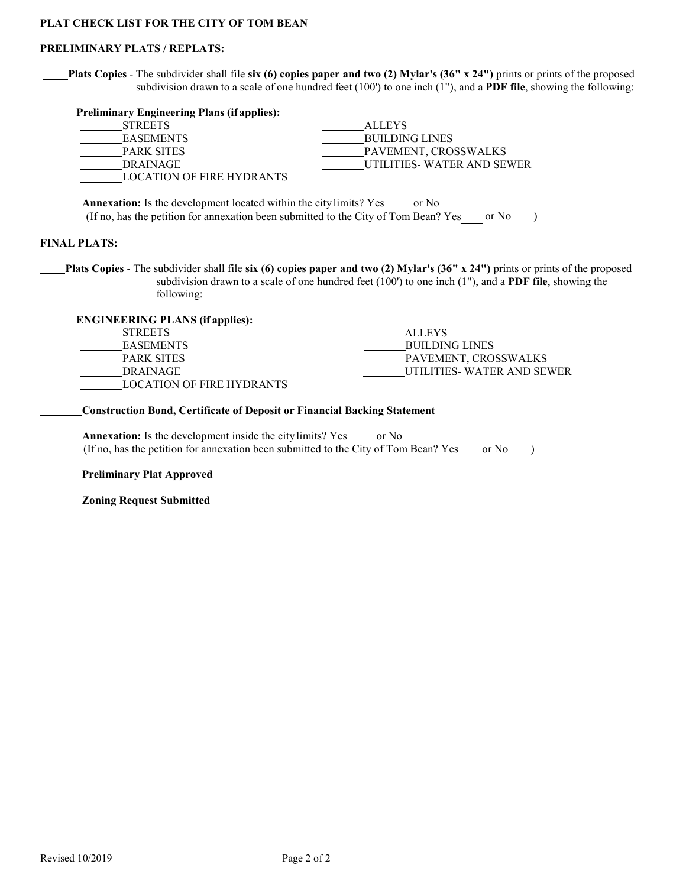**PLAT CHECK LIST FOR THE CITY OF TOM BEAN**

**PRELIMINARY PLATS / REPLATS:**

____**Plats Copies** - The subdivider shall file **six (6) copies paper and two (2) Mylar's (36" x 24")** prints or prints of the proposed subdivision drawn to a scale of one hundred feet (100') to one inch (1"), and a **PDF file**, showing the following:

______**Preliminary Engineering Plans (if applies):**

_______STREETS
_______EASEMENTS
_______PARK SITES
_______DRAINAGE
_______LOCATION OF FIRE HYDRANTS
_______ALLEYS
_______BUILDING LINES
_______PAVEMENT, CROSSWALKS
_______UTILITIES- WATER AND SEWER

_______**Annexation:** Is the development located within the city limits? Yes_____or No____
(If no, has the petition for annexation been submitted to the City of Tom Bean? Yes____ or No____)

**FINAL PLATS:**

____**Plats Copies** - The subdivider shall file **six (6) copies paper and two (2) Mylar's (36" x 24")** prints or prints of the proposed subdivision drawn to a scale of one hundred feet (100') to one inch (1"), and a **PDF file**, showing the following:

______**ENGINEERING PLANS (if applies):**

_______STREETS
_______EASEMENTS
_______PARK SITES
_______DRAINAGE
_______LOCATION OF FIRE HYDRANTS
_______ALLEYS
_______BUILDING LINES
_______PAVEMENT, CROSSWALKS
_______UTILITIES- WATER AND SEWER

_______**Construction Bond, Certificate of Deposit or Financial Backing Statement**

_______**Annexation:** Is the development inside the city limits? Yes_____or No_____
(If no, has the petition for annexation been submitted to the City of Tom Bean? Yes____or No____)

_______**Preliminary Plat Approved**

_______**Zoning Request Submitted**

Revised 10/2019